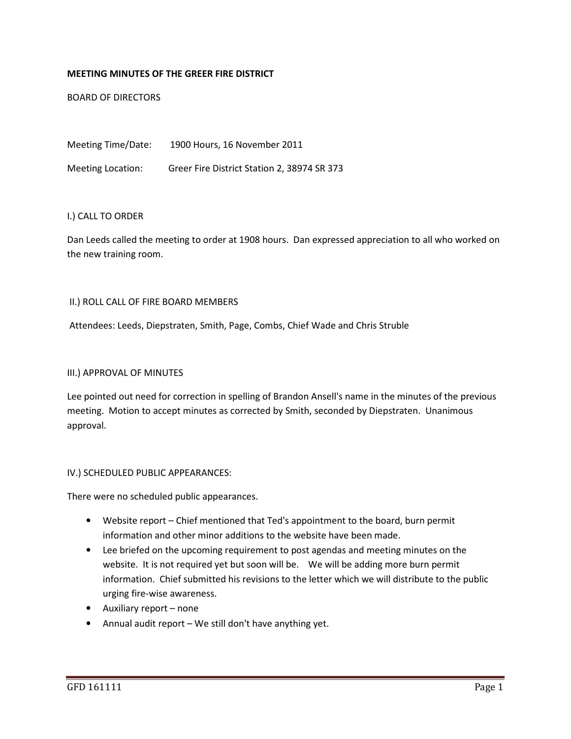**MEETING MINUTES OF THE GREER FIRE DISTRICT**

BOARD OF DIRECTORS

Meeting Time/Date: 1900 Hours, 16 November 2011

Meeting Location: Greer Fire District Station 2, 38974 SR 373

I.) CALL TO ORDER

Dan Leeds called the meeting to order at 1908 hours. Dan expressed appreciation to all who worked on the new training room.

II.) ROLL CALL OF FIRE BOARD MEMBERS

Attendees: Leeds, Diepstraten, Smith, Page, Combs, Chief Wade and Chris Struble

III.) APPROVAL OF MINUTES

Lee pointed out need for correction in spelling of Brandon Ansell's name in the minutes of the previous meeting. Motion to accept minutes as corrected by Smith, seconded by Diepstraten. Unanimous approval.

IV.) SCHEDULED PUBLIC APPEARANCES:

There were no scheduled public appearances.

- Website report – Chief mentioned that Ted's appointment to the board, burn permit information and other minor additions to the website have been made.
- Lee briefed on the upcoming requirement to post agendas and meeting minutes on the website. It is not required yet but soon will be. We will be adding more burn permit information. Chief submitted his revisions to the letter which we will distribute to the public urging fire-wise awareness.
- Auxiliary report – none
- Annual audit report – We still don't have anything yet.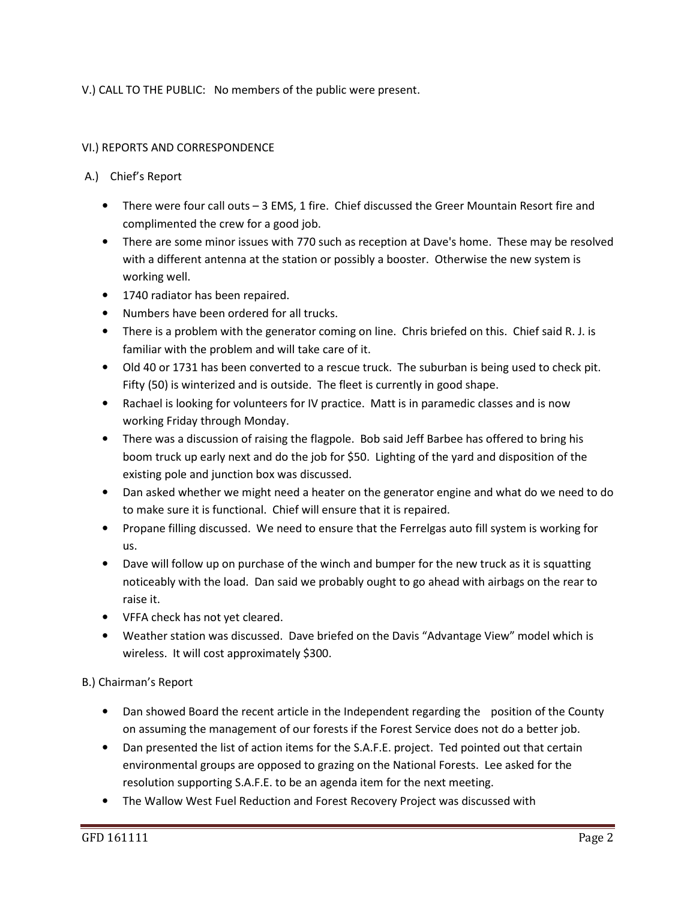V.) CALL TO THE PUBLIC: No members of the public were present.

VI.) REPORTS AND CORRESPONDENCE

A.) Chief's Report

- There were four call outs – 3 EMS, 1 fire. Chief discussed the Greer Mountain Resort fire and complimented the crew for a good job.
- There are some minor issues with 770 such as reception at Dave's home. These may be resolved with a different antenna at the station or possibly a booster. Otherwise the new system is working well.
- 1740 radiator has been repaired.
- Numbers have been ordered for all trucks.
- There is a problem with the generator coming on line. Chris briefed on this. Chief said R. J. is familiar with the problem and will take care of it.
- Old 40 or 1731 has been converted to a rescue truck. The suburban is being used to check pit. Fifty (50) is winterized and is outside. The fleet is currently in good shape.
- Rachael is looking for volunteers for IV practice. Matt is in paramedic classes and is now working Friday through Monday.
- There was a discussion of raising the flagpole. Bob said Jeff Barbee has offered to bring his boom truck up early next and do the job for $50. Lighting of the yard and disposition of the existing pole and junction box was discussed.
- Dan asked whether we might need a heater on the generator engine and what do we need to do to make sure it is functional. Chief will ensure that it is repaired.
- Propane filling discussed. We need to ensure that the Ferrelgas auto fill system is working for us.
- Dave will follow up on purchase of the winch and bumper for the new truck as it is squatting noticeably with the load. Dan said we probably ought to go ahead with airbags on the rear to raise it.
- VFFA check has not yet cleared.
- Weather station was discussed. Dave briefed on the Davis "Advantage View" model which is wireless. It will cost approximately $300.

B.) Chairman's Report

- Dan showed Board the recent article in the Independent regarding the position of the County on assuming the management of our forests if the Forest Service does not do a better job.
- Dan presented the list of action items for the S.A.F.E. project. Ted pointed out that certain environmental groups are opposed to grazing on the National Forests. Lee asked for the resolution supporting S.A.F.E. to be an agenda item for the next meeting.
- The Wallow West Fuel Reduction and Forest Recovery Project was discussed with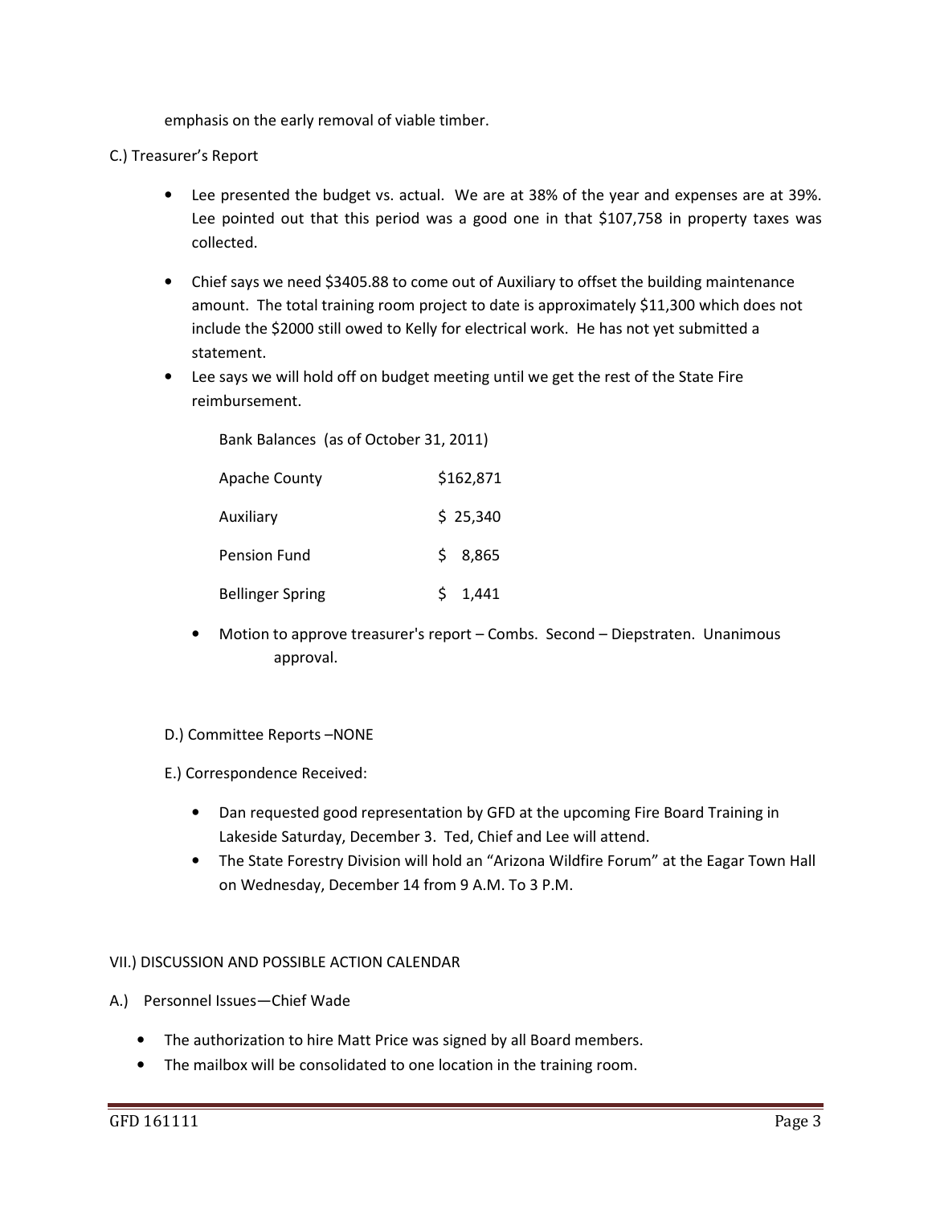emphasis on the early removal of viable timber.

C.) Treasurer's Report

- Lee presented the budget vs. actual. We are at 38% of the year and expenses are at 39%. Lee pointed out that this period was a good one in that $107,758 in property taxes was collected.
- Chief says we need $3405.88 to come out of Auxiliary to offset the building maintenance amount. The total training room project to date is approximately $11,300 which does not include the $2000 still owed to Kelly for electrical work. He has not yet submitted a statement.
- Lee says we will hold off on budget meeting until we get the rest of the State Fire reimbursement.

Bank Balances (as of October 31, 2011)

| | |
|---|---|
| Apache County | $162,871 |
| Auxiliary | $ 25,340 |
| Pension Fund | $ 8,865 |
| Bellinger Spring | $ 1,441 |

- Motion to approve treasurer's report – Combs. Second – Diepstraten. Unanimous approval.

D.) Committee Reports –NONE

E.) Correspondence Received:

- Dan requested good representation by GFD at the upcoming Fire Board Training in Lakeside Saturday, December 3. Ted, Chief and Lee will attend.
- The State Forestry Division will hold an "Arizona Wildfire Forum" at the Eagar Town Hall on Wednesday, December 14 from 9 A.M. To 3 P.M.

VII.) DISCUSSION AND POSSIBLE ACTION CALENDAR

A.) Personnel Issues—Chief Wade

- The authorization to hire Matt Price was signed by all Board members.
- The mailbox will be consolidated to one location in the training room.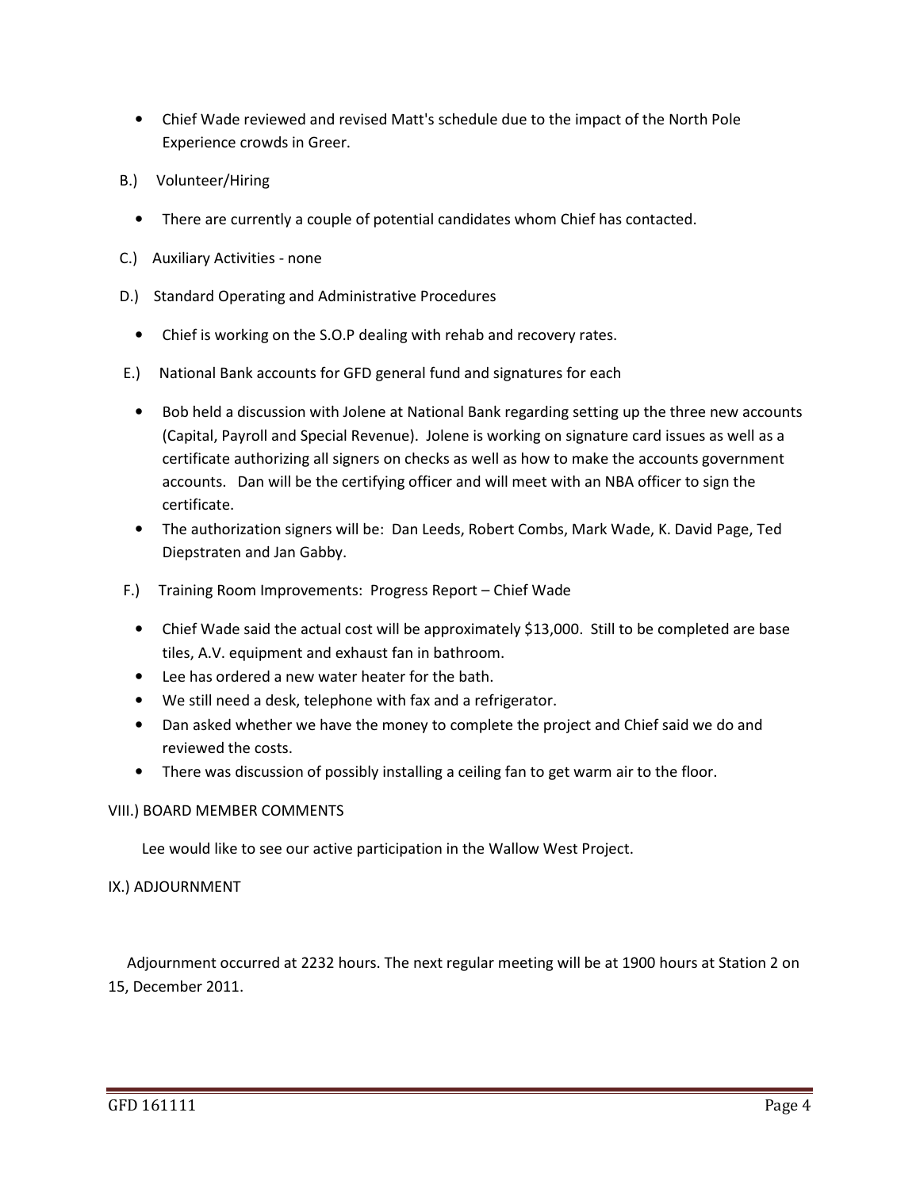- Chief Wade reviewed and revised Matt's schedule due to the impact of the North Pole Experience crowds in Greer.

B.) Volunteer/Hiring

- There are currently a couple of potential candidates whom Chief has contacted.

C.) Auxiliary Activities - none

D.) Standard Operating and Administrative Procedures

- Chief is working on the S.O.P dealing with rehab and recovery rates.

E.) National Bank accounts for GFD general fund and signatures for each

- Bob held a discussion with Jolene at National Bank regarding setting up the three new accounts (Capital, Payroll and Special Revenue). Jolene is working on signature card issues as well as a certificate authorizing all signers on checks as well as how to make the accounts government accounts. Dan will be the certifying officer and will meet with an NBA officer to sign the certificate.
- The authorization signers will be: Dan Leeds, Robert Combs, Mark Wade, K. David Page, Ted Diepstraten and Jan Gabby.

F.) Training Room Improvements: Progress Report – Chief Wade

- Chief Wade said the actual cost will be approximately $13,000. Still to be completed are base tiles, A.V. equipment and exhaust fan in bathroom.
- Lee has ordered a new water heater for the bath.
- We still need a desk, telephone with fax and a refrigerator.
- Dan asked whether we have the money to complete the project and Chief said we do and reviewed the costs.
- There was discussion of possibly installing a ceiling fan to get warm air to the floor.

VIII.) BOARD MEMBER COMMENTS

Lee would like to see our active participation in the Wallow West Project.

IX.) ADJOURNMENT

Adjournment occurred at 2232 hours. The next regular meeting will be at 1900 hours at Station 2 on 15, December 2011.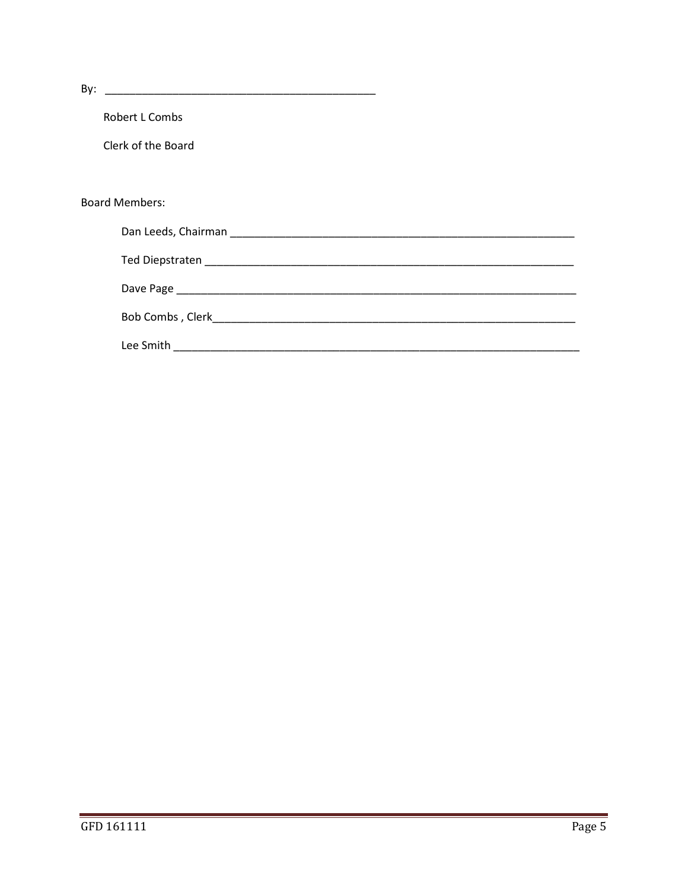By: _____________________________________________

Robert L Combs

Clerk of the Board

Board Members:

Dan Leeds, Chairman _________________________________________________________

Ted Diepstraten _____________________________________________________________

Dave Page _________________________________________________________________

Bob Combs , Clerk____________________________________________________________

Lee Smith __________________________________________________________________